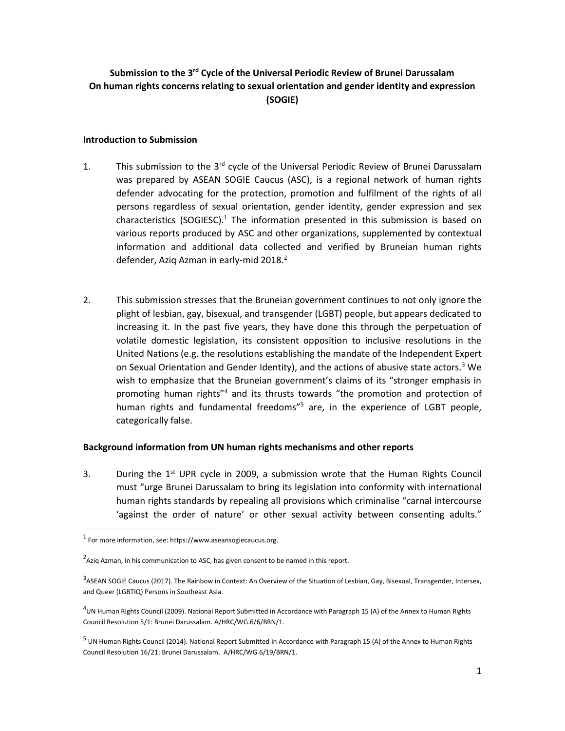**Submission to the 3rd Cycle of the Universal Periodic Review of Brunei Darussalam On human rights concerns relating to sexual orientation and gender identity and expression (SOGIE)**

**Introduction to Submission**

1. This submission to the 3rd cycle of the Universal Periodic Review of Brunei Darussalam was prepared by ASEAN SOGIE Caucus (ASC), is a regional network of human rights defender advocating for the protection, promotion and fulfilment of the rights of all persons regardless of sexual orientation, gender identity, gender expression and sex characteristics (SOGIESC).[1] The information presented in this submission is based on various reports produced by ASC and other organizations, supplemented by contextual information and additional data collected and verified by Bruneian human rights defender, Aziq Azman in early-mid 2018.[2]

2. This submission stresses that the Bruneian government continues to not only ignore the plight of lesbian, gay, bisexual, and transgender (LGBT) people, but appears dedicated to increasing it. In the past five years, they have done this through the perpetuation of volatile domestic legislation, its consistent opposition to inclusive resolutions in the United Nations (e.g. the resolutions establishing the mandate of the Independent Expert on Sexual Orientation and Gender Identity), and the actions of abusive state actors.[3] We wish to emphasize that the Bruneian government's claims of its "stronger emphasis in promoting human rights"[4] and its thrusts towards "the promotion and protection of human rights and fundamental freedoms"[5] are, in the experience of LGBT people, categorically false.

**Background information from UN human rights mechanisms and other reports**

3. During the 1st UPR cycle in 2009, a submission wrote that the Human Rights Council must "urge Brunei Darussalam to bring its legislation into conformity with international human rights standards by repealing all provisions which criminalise "carnal intercourse 'against the order of nature' or other sexual activity between consenting adults."

---

[1] For more information, see: https://www.aseansogiecaucus.org.

[2] Aziq Azman, in his communication to ASC, has given consent to be named in this report.

[3] ASEAN SOGIE Caucus (2017). The Rainbow in Context: An Overview of the Situation of Lesbian, Gay, Bisexual, Transgender, Intersex, and Queer (LGBTIQ) Persons in Southeast Asia.

[4] UN Human Rights Council (2009). National Report Submitted in Accordance with Paragraph 15 (A) of the Annex to Human Rights Council Resolution 5/1: Brunei Darussalam. A/HRC/WG.6/6/BRN/1.

[5] UN Human Rights Council (2014). National Report Submitted in Accordance with Paragraph 15 (A) of the Annex to Human Rights Council Resolution 16/21: Brunei Darussalam. A/HRC/WG.6/19/BRN/1.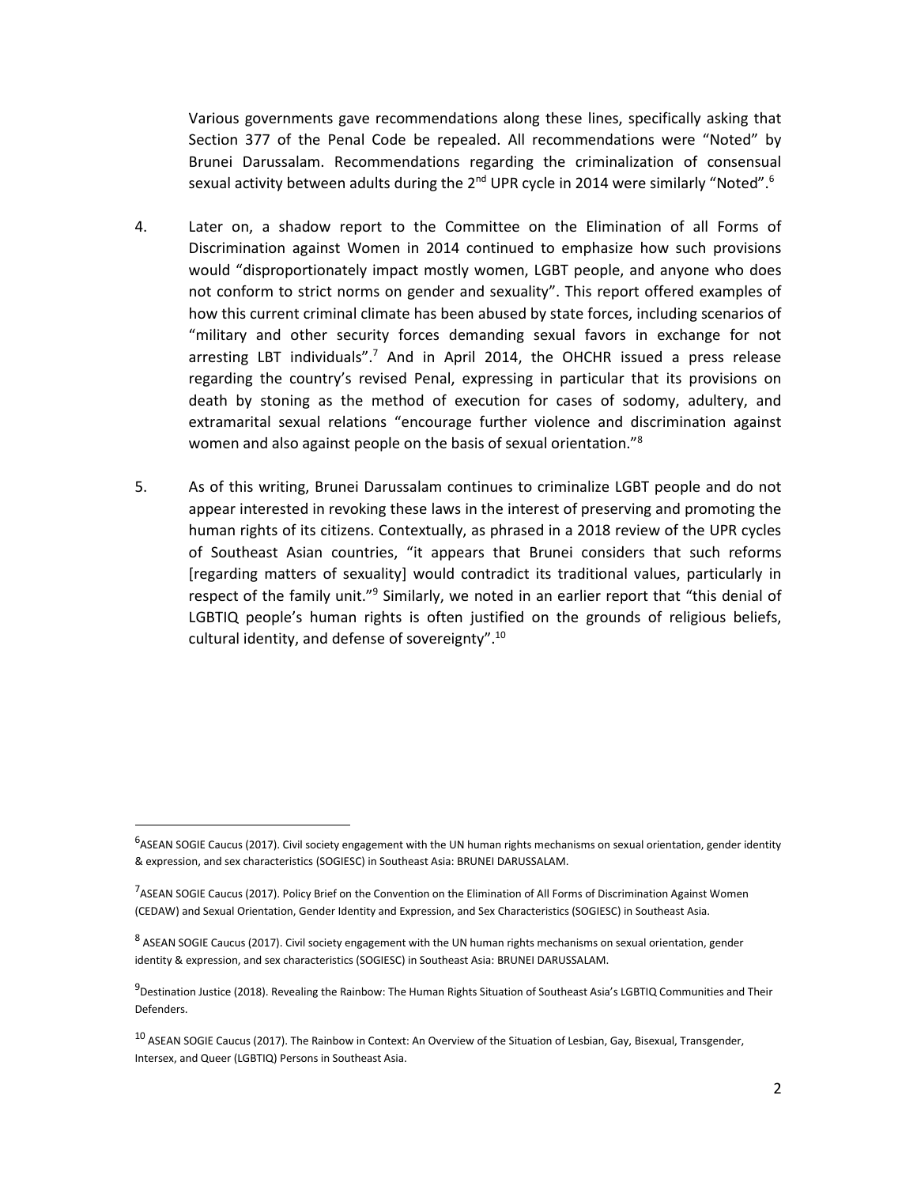Various governments gave recommendations along these lines, specifically asking that Section 377 of the Penal Code be repealed. All recommendations were "Noted" by Brunei Darussalam. Recommendations regarding the criminalization of consensual sexual activity between adults during the 2nd UPR cycle in 2014 were similarly "Noted".[6]

4. Later on, a shadow report to the Committee on the Elimination of all Forms of Discrimination against Women in 2014 continued to emphasize how such provisions would "disproportionately impact mostly women, LGBT people, and anyone who does not conform to strict norms on gender and sexuality". This report offered examples of how this current criminal climate has been abused by state forces, including scenarios of "military and other security forces demanding sexual favors in exchange for not arresting LBT individuals".[7] And in April 2014, the OHCHR issued a press release regarding the country's revised Penal, expressing in particular that its provisions on death by stoning as the method of execution for cases of sodomy, adultery, and extramarital sexual relations "encourage further violence and discrimination against women and also against people on the basis of sexual orientation."[8]

5. As of this writing, Brunei Darussalam continues to criminalize LGBT people and do not appear interested in revoking these laws in the interest of preserving and promoting the human rights of its citizens. Contextually, as phrased in a 2018 review of the UPR cycles of Southeast Asian countries, "it appears that Brunei considers that such reforms [regarding matters of sexuality] would contradict its traditional values, particularly in respect of the family unit."[9] Similarly, we noted in an earlier report that "this denial of LGBTIQ people's human rights is often justified on the grounds of religious beliefs, cultural identity, and defense of sovereignty".[10]

---

[6] ASEAN SOGIE Caucus (2017). Civil society engagement with the UN human rights mechanisms on sexual orientation, gender identity & expression, and sex characteristics (SOGIESC) in Southeast Asia: BRUNEI DARUSSALAM.

[7] ASEAN SOGIE Caucus (2017). Policy Brief on the Convention on the Elimination of All Forms of Discrimination Against Women (CEDAW) and Sexual Orientation, Gender Identity and Expression, and Sex Characteristics (SOGIESC) in Southeast Asia.

[8] ASEAN SOGIE Caucus (2017). Civil society engagement with the UN human rights mechanisms on sexual orientation, gender identity & expression, and sex characteristics (SOGIESC) in Southeast Asia: BRUNEI DARUSSALAM.

[9] Destination Justice (2018). Revealing the Rainbow: The Human Rights Situation of Southeast Asia's LGBTIQ Communities and Their Defenders.

[10] ASEAN SOGIE Caucus (2017). The Rainbow in Context: An Overview of the Situation of Lesbian, Gay, Bisexual, Transgender, Intersex, and Queer (LGBTIQ) Persons in Southeast Asia.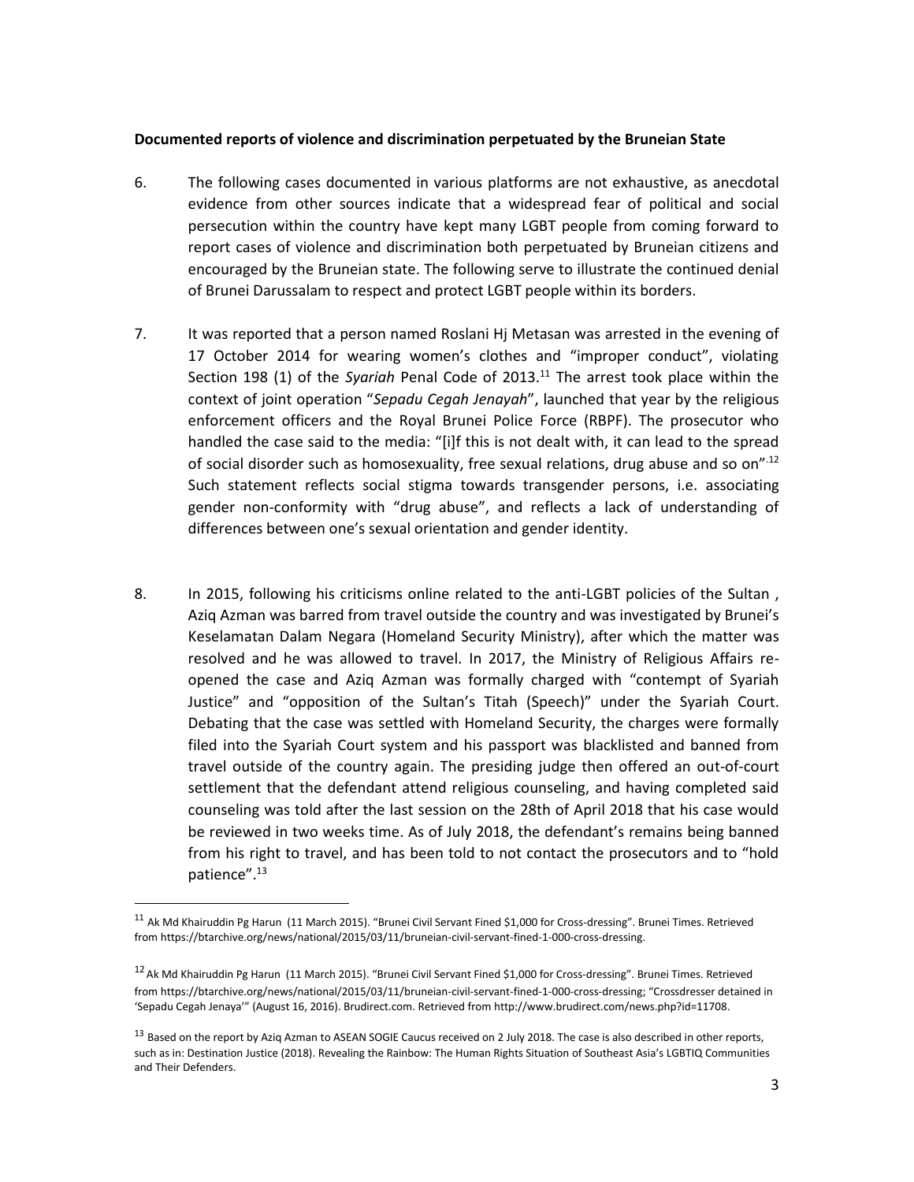**Documented reports of violence and discrimination perpetuated by the Bruneian State**

6. The following cases documented in various platforms are not exhaustive, as anecdotal evidence from other sources indicate that a widespread fear of political and social persecution within the country have kept many LGBT people from coming forward to report cases of violence and discrimination both perpetuated by Bruneian citizens and encouraged by the Bruneian state. The following serve to illustrate the continued denial of Brunei Darussalam to respect and protect LGBT people within its borders.

7. It was reported that a person named Roslani Hj Metasan was arrested in the evening of 17 October 2014 for wearing women's clothes and "improper conduct", violating Section 198 (1) of the *Syariah* Penal Code of 2013.[11] The arrest took place within the context of joint operation "*Sepadu Cegah Jenayah*", launched that year by the religious enforcement officers and the Royal Brunei Police Force (RBPF). The prosecutor who handled the case said to the media: "[i]f this is not dealt with, it can lead to the spread of social disorder such as homosexuality, free sexual relations, drug abuse and so on".[12] Such statement reflects social stigma towards transgender persons, i.e. associating gender non-conformity with "drug abuse", and reflects a lack of understanding of differences between one's sexual orientation and gender identity.

8. In 2015, following his criticisms online related to the anti-LGBT policies of the Sultan , Aziq Azman was barred from travel outside the country and was investigated by Brunei's Keselamatan Dalam Negara (Homeland Security Ministry), after which the matter was resolved and he was allowed to travel. In 2017, the Ministry of Religious Affairs re-opened the case and Aziq Azman was formally charged with "contempt of Syariah Justice" and "opposition of the Sultan's Titah (Speech)" under the Syariah Court. Debating that the case was settled with Homeland Security, the charges were formally filed into the Syariah Court system and his passport was blacklisted and banned from travel outside of the country again. The presiding judge then offered an out-of-court settlement that the defendant attend religious counseling, and having completed said counseling was told after the last session on the 28th of April 2018 that his case would be reviewed in two weeks time. As of July 2018, the defendant's remains being banned from his right to travel, and has been told to not contact the prosecutors and to "hold patience".[13]

---

[11] Ak Md Khairuddin Pg Harun (11 March 2015). "Brunei Civil Servant Fined $1,000 for Cross-dressing". Brunei Times. Retrieved from https://btarchive.org/news/national/2015/03/11/bruneian-civil-servant-fined-1-000-cross-dressing.

[12] Ak Md Khairuddin Pg Harun (11 March 2015). "Brunei Civil Servant Fined $1,000 for Cross-dressing". Brunei Times. Retrieved from https://btarchive.org/news/national/2015/03/11/bruneian-civil-servant-fined-1-000-cross-dressing; "Crossdresser detained in 'Sepadu Cegah Jenaya'" (August 16, 2016). Brudirect.com. Retrieved from http://www.brudirect.com/news.php?id=11708.

[13] Based on the report by Aziq Azman to ASEAN SOGIE Caucus received on 2 July 2018. The case is also described in other reports, such as in: Destination Justice (2018). Revealing the Rainbow: The Human Rights Situation of Southeast Asia's LGBTIQ Communities and Their Defenders.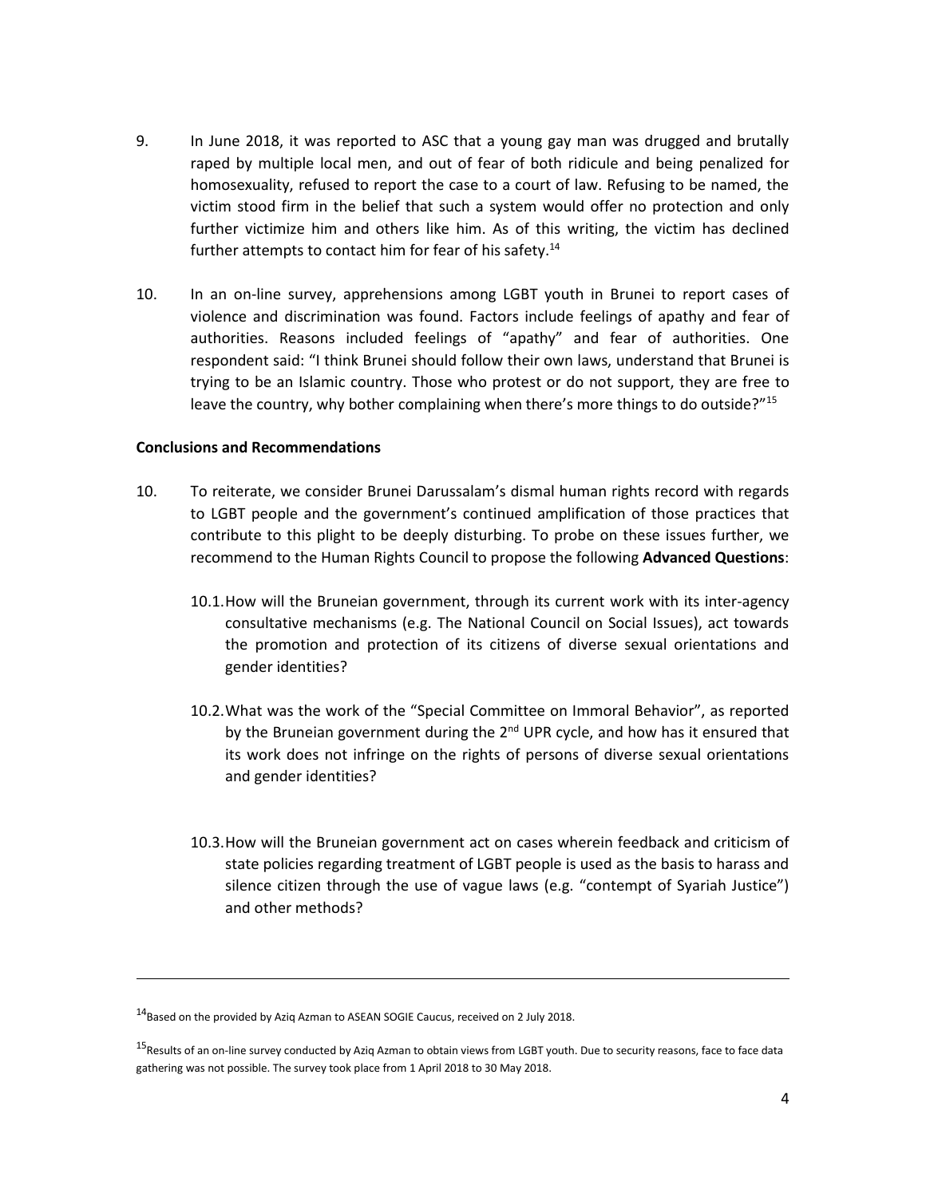9. In June 2018, it was reported to ASC that a young gay man was drugged and brutally raped by multiple local men, and out of fear of both ridicule and being penalized for homosexuality, refused to report the case to a court of law. Refusing to be named, the victim stood firm in the belief that such a system would offer no protection and only further victimize him and others like him. As of this writing, the victim has declined further attempts to contact him for fear of his safety.[14]

10. In an on-line survey, apprehensions among LGBT youth in Brunei to report cases of violence and discrimination was found. Factors include feelings of apathy and fear of authorities. Reasons included feelings of "apathy" and fear of authorities. One respondent said: "I think Brunei should follow their own laws, understand that Brunei is trying to be an Islamic country. Those who protest or do not support, they are free to leave the country, why bother complaining when there's more things to do outside?"[15]

**Conclusions and Recommendations**

10. To reiterate, we consider Brunei Darussalam's dismal human rights record with regards to LGBT people and the government's continued amplification of those practices that contribute to this plight to be deeply disturbing. To probe on these issues further, we recommend to the Human Rights Council to propose the following **Advanced Questions**:

    10.1. How will the Bruneian government, through its current work with its inter-agency consultative mechanisms (e.g. The National Council on Social Issues), act towards the promotion and protection of its citizens of diverse sexual orientations and gender identities?

    10.2. What was the work of the "Special Committee on Immoral Behavior", as reported by the Bruneian government during the 2nd UPR cycle, and how has it ensured that its work does not infringe on the rights of persons of diverse sexual orientations and gender identities?

    10.3. How will the Bruneian government act on cases wherein feedback and criticism of state policies regarding treatment of LGBT people is used as the basis to harass and silence citizen through the use of vague laws (e.g. "contempt of Syariah Justice") and other methods?

---

[14] Based on the provided by Aziq Azman to ASEAN SOGIE Caucus, received on 2 July 2018.

[15] Results of an on-line survey conducted by Aziq Azman to obtain views from LGBT youth. Due to security reasons, face to face data gathering was not possible. The survey took place from 1 April 2018 to 30 May 2018.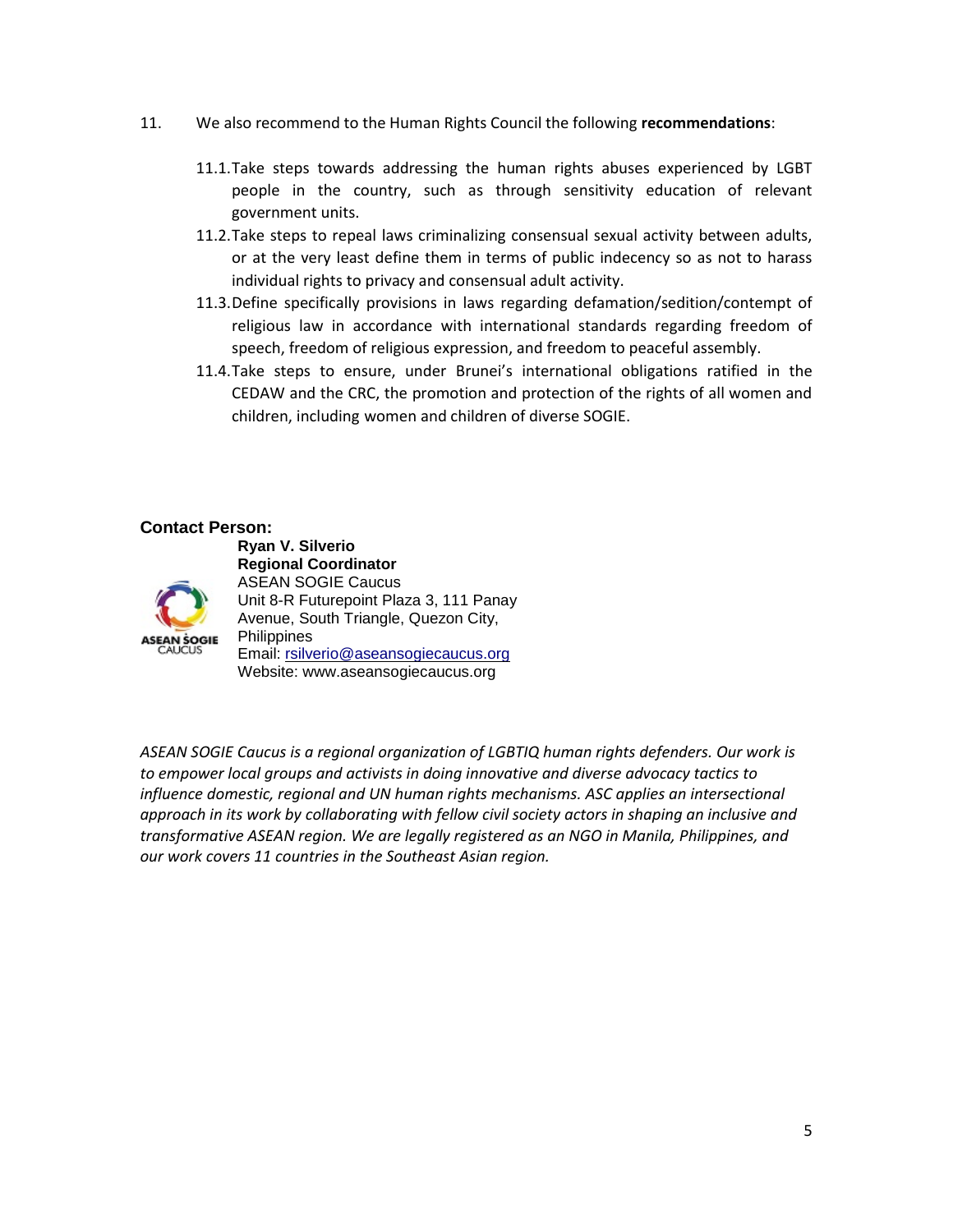11. We also recommend to the Human Rights Council the following **recommendations**:

    11.1. Take steps towards addressing the human rights abuses experienced by LGBT people in the country, such as through sensitivity education of relevant government units.

    11.2. Take steps to repeal laws criminalizing consensual sexual activity between adults, or at the very least define them in terms of public indecency so as not to harass individual rights to privacy and consensual adult activity.

    11.3. Define specifically provisions in laws regarding defamation/sedition/contempt of religious law in accordance with international standards regarding freedom of speech, freedom of religious expression, and freedom to peaceful assembly.

    11.4. Take steps to ensure, under Brunei's international obligations ratified in the CEDAW and the CRC, the promotion and protection of the rights of all women and children, including women and children of diverse SOGIE.

**Contact Person:**

**Ryan V. Silverio**
**Regional Coordinator**
ASEAN SOGIE Caucus
Unit 8-R Futurepoint Plaza 3, 111 Panay Avenue, South Triangle, Quezon City, Philippines
Email: rsilverio@aseansogiecaucus.org
Website: www.aseansogiecaucus.org

*ASEAN SOGIE Caucus is a regional organization of LGBTIQ human rights defenders. Our work is to empower local groups and activists in doing innovative and diverse advocacy tactics to influence domestic, regional and UN human rights mechanisms. ASC applies an intersectional approach in its work by collaborating with fellow civil society actors in shaping an inclusive and transformative ASEAN region. We are legally registered as an NGO in Manila, Philippines, and our work covers 11 countries in the Southeast Asian region.*